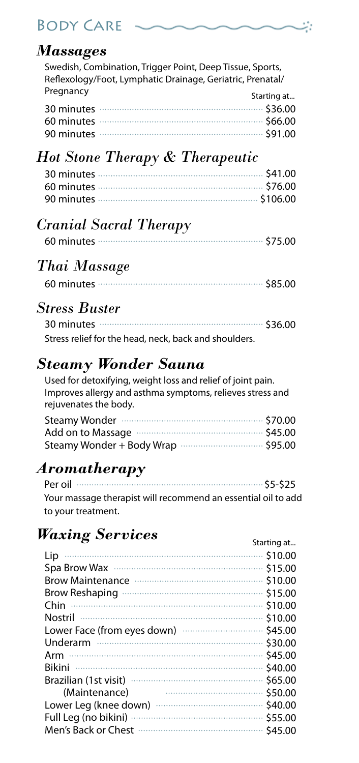# Body Care

## *Massages*

Swedish, Combination, Trigger Point, Deep Tissue, Sports, Reflexology/Foot, Lymphatic Drainage, Geriatric, Prenatal/Pregnancy

| | Starting at... |
|---|---|
| 30 minutes | $36.00 |
| 60 minutes | $66.00 |
| 90 minutes | $91.00 |

## *Hot Stone Therapy & Therapeutic*

| | |
|---|---|
| 30 minutes | $41.00 |
| 60 minutes | $76.00 |
| 90 minutes | $106.00 |

## *Cranial Sacral Therapy*

| | |
|---|---|
| 60 minutes | $75.00 |

## *Thai Massage*

| | |
|---|---|
| 60 minutes | $85.00 |

## *Stress Buster*

| | |
|---|---|
| 30 minutes | $36.00 |

Stress relief for the head, neck, back and shoulders.

## *Steamy Wonder Sauna*

Used for detoxifying, weight loss and relief of joint pain. Improves allergy and asthma symptoms, relieves stress and rejuvenates the body.

| | |
|---|---|
| Steamy Wonder | $70.00 |
| Add on to Massage | $45.00 |
| Steamy Wonder + Body Wrap | $95.00 |

## *Aromatherapy*

| | |
|---|---|
| Per oil | $5-$25 |

Your massage therapist will recommend an essential oil to add to your treatment.

## *Waxing Services*

| | Starting at... |
|---|---|
| Lip | $10.00 |
| Spa Brow Wax | $15.00 |
| Brow Maintenance | $10.00 |
| Brow Reshaping | $15.00 |
| Chin | $10.00 |
| Nostril | $10.00 |
| Lower Face (from eyes down) | $45.00 |
| Underarm | $30.00 |
| Arm | $45.00 |
| Bikini | $40.00 |
| Brazilian (1st visit) | $65.00 |
| (Maintenance) | $50.00 |
| Lower Leg (knee down) | $40.00 |
| Full Leg (no bikini) | $55.00 |
| Men's Back or Chest | $45.00 |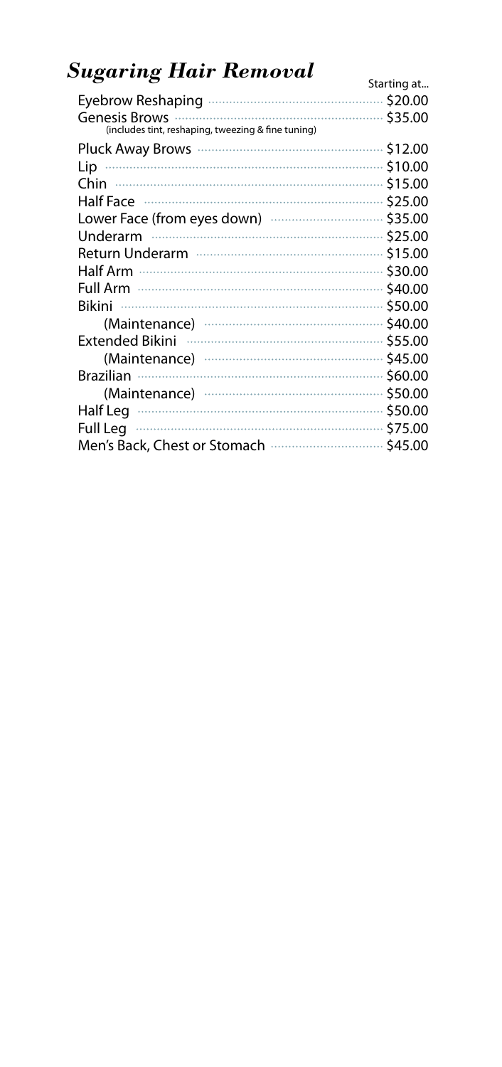## *Sugaring Hair Removal*

| | Starting at... |
|---|---|
| Eyebrow Reshaping | $20.00 |
| Genesis Brows (includes tint, reshaping, tweezing & fine tuning) | $35.00 |
| Pluck Away Brows | $12.00 |
| Lip | $10.00 |
| Chin | $15.00 |
| Half Face | $25.00 |
| Lower Face (from eyes down) | $35.00 |
| Underarm | $25.00 |
| Return Underarm | $15.00 |
| Half Arm | $30.00 |
| Full Arm | $40.00 |
| Bikini | $50.00 |
| (Maintenance) | $40.00 |
| Extended Bikini | $55.00 |
| (Maintenance) | $45.00 |
| Brazilian | $60.00 |
| (Maintenance) | $50.00 |
| Half Leg | $50.00 |
| Full Leg | $75.00 |
| Men's Back, Chest or Stomach | $45.00 |